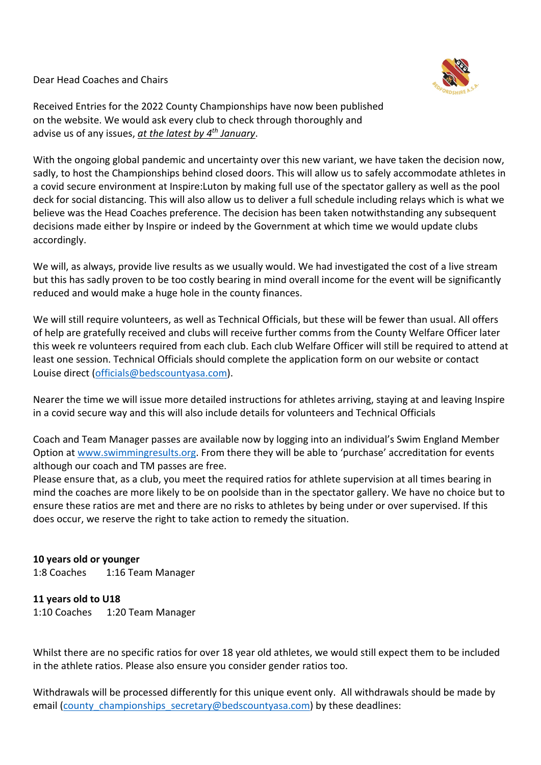Dear Head Coaches and Chairs

Received Entries for the 2022 County Championships have now been published on the website. We would ask every club to check through thoroughly and advise us of any issues, ***at the latest by 4th January***.

With the ongoing global pandemic and uncertainty over this new variant, we have taken the decision now, sadly, to host the Championships behind closed doors. This will allow us to safely accommodate athletes in a covid secure environment at Inspire:Luton by making full use of the spectator gallery as well as the pool deck for social distancing. This will also allow us to deliver a full schedule including relays which is what we believe was the Head Coaches preference. The decision has been taken notwithstanding any subsequent decisions made either by Inspire or indeed by the Government at which time we would update clubs accordingly.

We will, as always, provide live results as we usually would. We had investigated the cost of a live stream but this has sadly proven to be too costly bearing in mind overall income for the event will be significantly reduced and would make a huge hole in the county finances.

We will still require volunteers, as well as Technical Officials, but these will be fewer than usual. All offers of help are gratefully received and clubs will receive further comms from the County Welfare Officer later this week re volunteers required from each club. Each club Welfare Officer will still be required to attend at least one session. Technical Officials should complete the application form on our website or contact Louise direct (officials@bedscountyasa.com).

Nearer the time we will issue more detailed instructions for athletes arriving, staying at and leaving Inspire in a covid secure way and this will also include details for volunteers and Technical Officials

Coach and Team Manager passes are available now by logging into an individual's Swim England Member Option at www.swimmingresults.org. From there they will be able to 'purchase' accreditation for events although our coach and TM passes are free.
Please ensure that, as a club, you meet the required ratios for athlete supervision at all times bearing in mind the coaches are more likely to be on poolside than in the spectator gallery. We have no choice but to ensure these ratios are met and there are no risks to athletes by being under or over supervised. If this does occur, we reserve the right to take action to remedy the situation.

**10 years old or younger**
1:8 Coaches 1:16 Team Manager

**11 years old to U18**
1:10 Coaches 1:20 Team Manager

Whilst there are no specific ratios for over 18 year old athletes, we would still expect them to be included in the athlete ratios. Please also ensure you consider gender ratios too.

Withdrawals will be processed differently for this unique event only. All withdrawals should be made by email (county_championships_secretary@bedscountyasa.com) by these deadlines: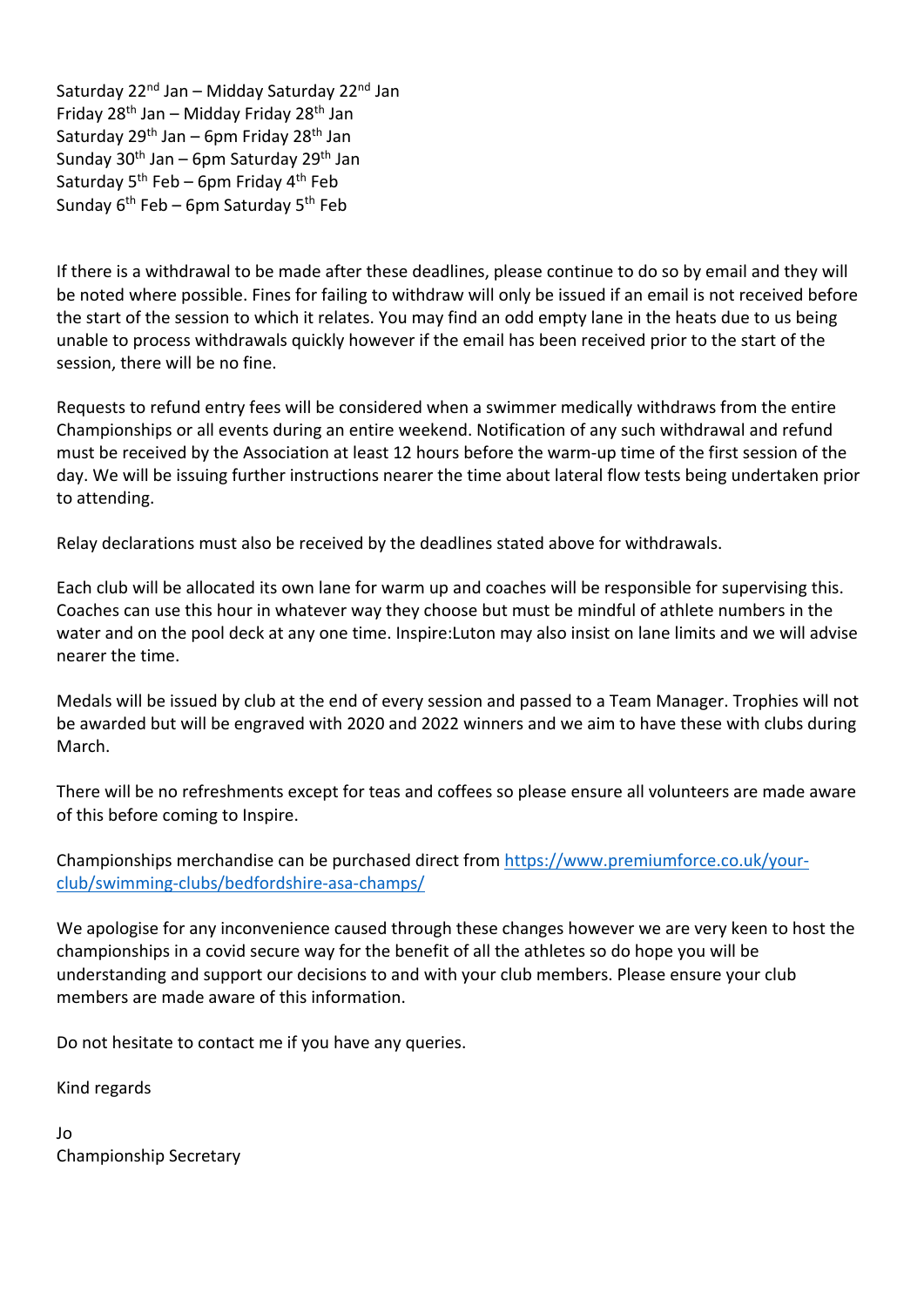Saturday 22nd Jan – Midday Saturday 22nd Jan
Friday 28th Jan – Midday Friday 28th Jan
Saturday 29th Jan – 6pm Friday 28th Jan
Sunday 30th Jan – 6pm Saturday 29th Jan
Saturday 5th Feb – 6pm Friday 4th Feb
Sunday 6th Feb – 6pm Saturday 5th Feb

If there is a withdrawal to be made after these deadlines, please continue to do so by email and they will be noted where possible. Fines for failing to withdraw will only be issued if an email is not received before the start of the session to which it relates. You may find an odd empty lane in the heats due to us being unable to process withdrawals quickly however if the email has been received prior to the start of the session, there will be no fine.

Requests to refund entry fees will be considered when a swimmer medically withdraws from the entire Championships or all events during an entire weekend. Notification of any such withdrawal and refund must be received by the Association at least 12 hours before the warm-up time of the first session of the day. We will be issuing further instructions nearer the time about lateral flow tests being undertaken prior to attending.

Relay declarations must also be received by the deadlines stated above for withdrawals.

Each club will be allocated its own lane for warm up and coaches will be responsible for supervising this. Coaches can use this hour in whatever way they choose but must be mindful of athlete numbers in the water and on the pool deck at any one time. Inspire:Luton may also insist on lane limits and we will advise nearer the time.

Medals will be issued by club at the end of every session and passed to a Team Manager. Trophies will not be awarded but will be engraved with 2020 and 2022 winners and we aim to have these with clubs during March.

There will be no refreshments except for teas and coffees so please ensure all volunteers are made aware of this before coming to Inspire.

Championships merchandise can be purchased direct from [https://www.premiumforce.co.uk/your-club/swimming-clubs/bedfordshire-asa-champs/](https://www.premiumforce.co.uk/your-club/swimming-clubs/bedfordshire-asa-champs/)

We apologise for any inconvenience caused through these changes however we are very keen to host the championships in a covid secure way for the benefit of all the athletes so do hope you will be understanding and support our decisions to and with your club members. Please ensure your club members are made aware of this information.

Do not hesitate to contact me if you have any queries.

Kind regards

Jo
Championship Secretary